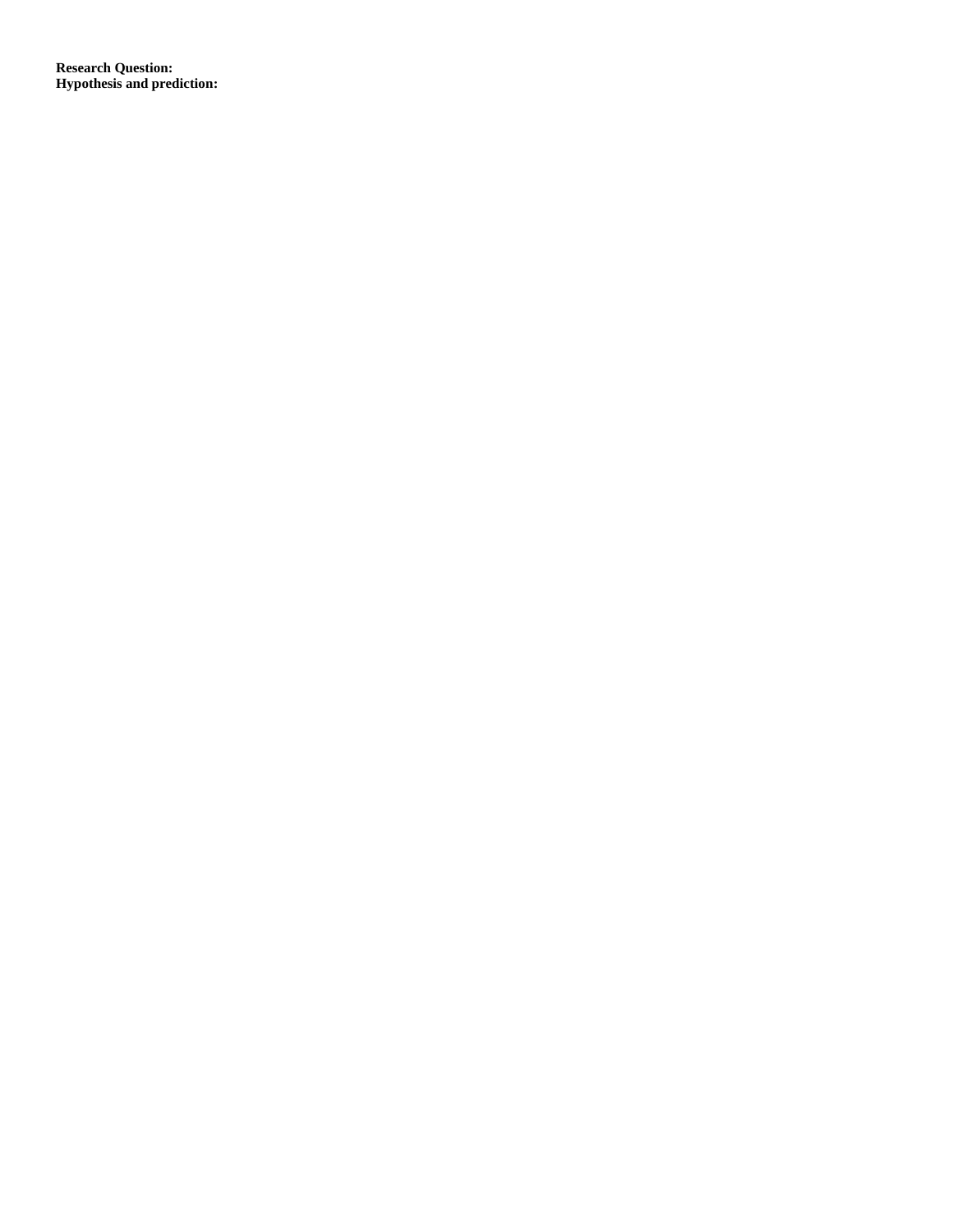**Research Question:**
**Hypothesis and prediction:**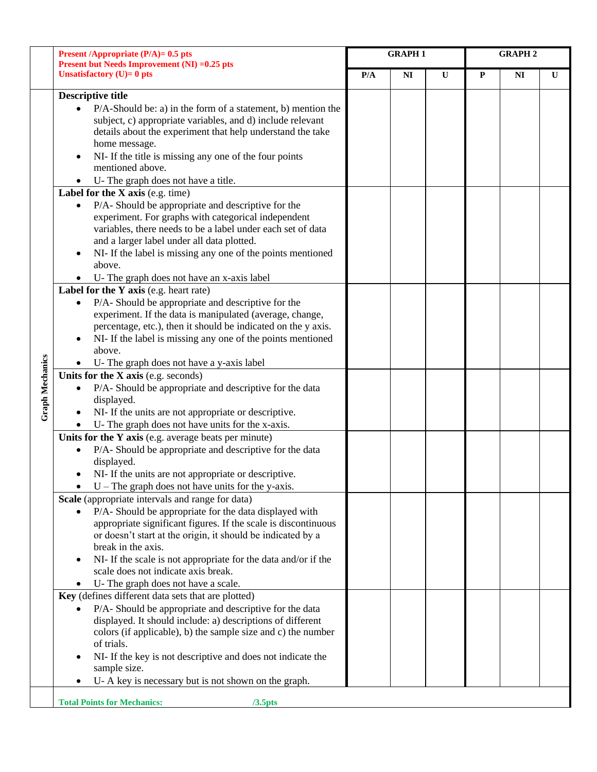| | Present /Appropriate (P/A)= 0.5 pts<br>Present but Needs Improvement (NI) =0.25 pts<br>Unsatisfactory (U)= 0 pts | GRAPH 1 | | | GRAPH 2 | | |
|---|---|---|---|---|---|---|---|
| | | P/A | NI | U | P | NI | U |
| Graph Mechanics | **Descriptive title**<br>• P/A-Should be: a) in the form of a statement, b) mention the subject, c) appropriate variables, and d) include relevant details about the experiment that help understand the take home message.<br>• NI- If the title is missing any one of the four points mentioned above.<br>• U- The graph does not have a title. | | | | | | |
| | **Label for the X axis** (e.g. time)<br>• P/A- Should be appropriate and descriptive for the experiment. For graphs with categorical independent variables, there needs to be a label under each set of data and a larger label under all data plotted.<br>• NI- If the label is missing any one of the points mentioned above.<br>• U- The graph does not have an x-axis label | | | | | | |
| | **Label for the Y axis** (e.g. heart rate)<br>• P/A- Should be appropriate and descriptive for the experiment. If the data is manipulated (average, change, percentage, etc.), then it should be indicated on the y axis.<br>• NI- If the label is missing any one of the points mentioned above.<br>• U- The graph does not have a y-axis label | | | | | | |
| | **Units for the X axis** (e.g. seconds)<br>• P/A- Should be appropriate and descriptive for the data displayed.<br>• NI- If the units are not appropriate or descriptive.<br>• U- The graph does not have units for the x-axis. | | | | | | |
| | **Units for the Y axis** (e.g. average beats per minute)<br>• P/A- Should be appropriate and descriptive for the data displayed.<br>• NI- If the units are not appropriate or descriptive.<br>• U – The graph does not have units for the y-axis. | | | | | | |
| | **Scale** (appropriate intervals and range for data)<br>• P/A- Should be appropriate for the data displayed with appropriate significant figures. If the scale is discontinuous or doesn't start at the origin, it should be indicated by a break in the axis.<br>• NI- If the scale is not appropriate for the data and/or if the scale does not indicate axis break.<br>• U- The graph does not have a scale. | | | | | | |
| | **Key** (defines different data sets that are plotted)<br>• P/A- Should be appropriate and descriptive for the data displayed. It should include: a) descriptions of different colors (if applicable), b) the sample size and c) the number of trials.<br>• NI- If the key is not descriptive and does not indicate the sample size.<br>• U- A key is necessary but is not shown on the graph. | | | | | | |
| | **Total Points for Mechanics: /3.5pts** | | | | | | |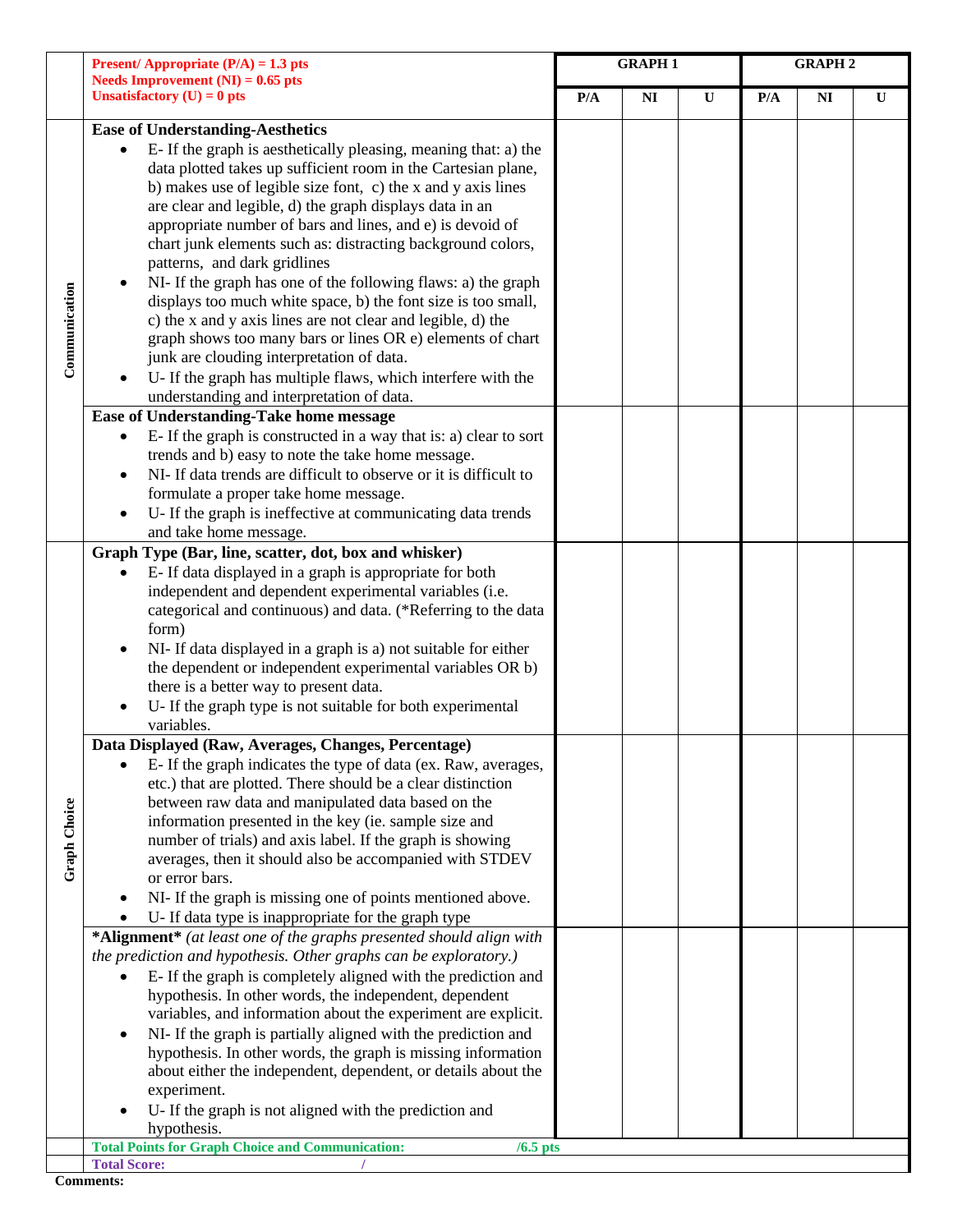| | Present/ Appropriate (P/A) = 1.3 pts<br>Needs Improvement (NI) = 0.65 pts<br>Unsatisfactory (U) = 0 pts | GRAPH 1 | | | GRAPH 2 | | |
|---|---|---|---|---|---|---|---|
| | | P/A | NI | U | P/A | NI | U |
| Communication | **Ease of Understanding-Aesthetics**<br>• E- If the graph is aesthetically pleasing, meaning that: a) the data plotted takes up sufficient room in the Cartesian plane, b) makes use of legible size font, c) the x and y axis lines are clear and legible, d) the graph displays data in an appropriate number of bars and lines, and e) is devoid of chart junk elements such as: distracting background colors, patterns, and dark gridlines<br>• NI- If the graph has one of the following flaws: a) the graph displays too much white space, b) the font size is too small, c) the x and y axis lines are not clear and legible, d) the graph shows too many bars or lines OR e) elements of chart junk are clouding interpretation of data.<br>• U- If the graph has multiple flaws, which interfere with the understanding and interpretation of data. | | | | | | |
| | **Ease of Understanding-Take home message**<br>• E- If the graph is constructed in a way that is: a) clear to sort trends and b) easy to note the take home message.<br>• NI- If data trends are difficult to observe or it is difficult to formulate a proper take home message.<br>• U- If the graph is ineffective at communicating data trends and take home message. | | | | | | |
| Graph Choice | **Graph Type (Bar, line, scatter, dot, box and whisker)**<br>• E- If data displayed in a graph is appropriate for both independent and dependent experimental variables (i.e. categorical and continuous) and data. (*Referring to the data form)<br>• NI- If data displayed in a graph is a) not suitable for either the dependent or independent experimental variables OR b) there is a better way to present data.<br>• U- If the graph type is not suitable for both experimental variables. | | | | | | |
| | **Data Displayed (Raw, Averages, Changes, Percentage)**<br>• E- If the graph indicates the type of data (ex. Raw, averages, etc.) that are plotted. There should be a clear distinction between raw data and manipulated data based on the information presented in the key (ie. sample size and number of trials) and axis label. If the graph is showing averages, then it should also be accompanied with STDEV or error bars.<br>• NI- If the graph is missing one of points mentioned above.<br>• U- If data type is inappropriate for the graph type | | | | | | |
| | ***Alignment*** *(at least one of the graphs presented should align with the prediction and hypothesis. Other graphs can be exploratory.)*<br>• E- If the graph is completely aligned with the prediction and hypothesis. In other words, the independent, dependent variables, and information about the experiment are explicit.<br>• NI- If the graph is partially aligned with the prediction and hypothesis. In other words, the graph is missing information about either the independent, dependent, or details about the experiment.<br>• U- If the graph is not aligned with the prediction and hypothesis. | | | | | | |
| | **Total Points for Graph Choice and Communication: /6.5 pts** | | | | | | |
| | **Total Score: /** | | | | | | |

**Comments:**